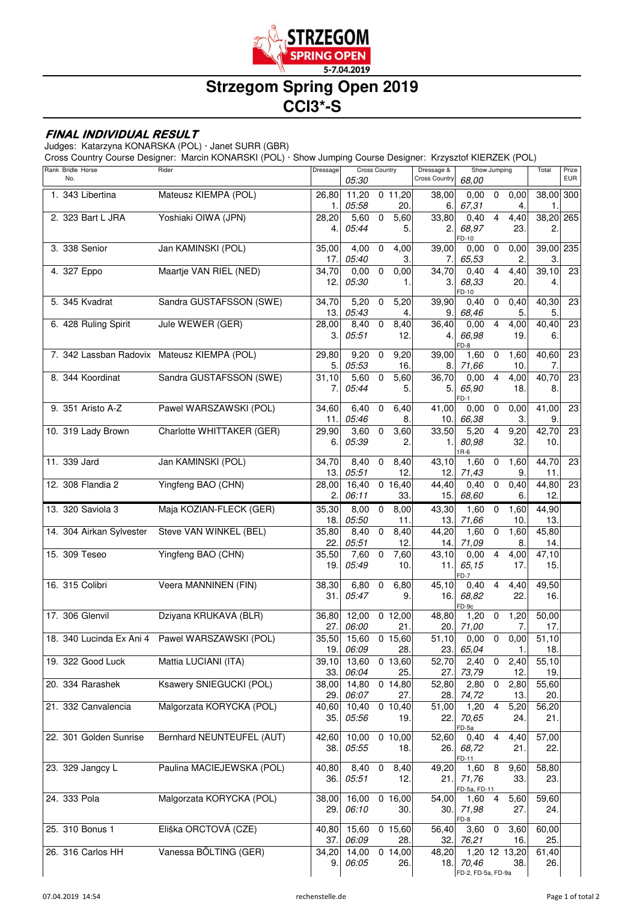# Strzegom Spring Open 2019

STRZEGOM SPRING OPEN 5-7.04.2019

## Strzegom Spring Open 2019
## CCI3*-S

### *FINAL INDIVIDUAL RESULT*

Judges: Katarzyna KONARSKA (POL) · Janet SURR (GBR)
Cross Country Course Designer: Marcin KONARSKI (POL) · Show Jumping Course Designer: Krzysztof KIERZEK (POL)

| Rank | Bridle No. | Horse | Rider | Dressage | Cross Country 05:30 | | | Dressage & Cross Country | Show Jumping 68,00 | | | Total | Prize EUR |
|---|---|---|---|---|---|---|---|---|---|---|---|---|---|
| 1. | 343 | Libertina | Mateusz KIEMPA (POL) | 26,80 / 1. | 11,20 / *05:58* | 0 | 11,20 / 20. | 38,00 / 6. | 0,00 / *67,31* | 0 | 0,00 / 4. | 38,00 / 1. | 300 |
| 2. | 323 | Bart L JRA | Yoshiaki OIWA (JPN) | 28,20 / 4. | 5,60 / *05:44* | 0 | 5,60 / 5. | 33,80 / 2. | 0,40 / *68,97* / FD-10 | 4 | 4,40 / 23. | 38,20 / 2. | 265 |
| 3. | 338 | Senior | Jan KAMINSKI (POL) | 35,00 / 17. | 4,00 / *05:40* | 0 | 4,00 / 3. | 39,00 / 7. | 0,00 / *65,53* | 0 | 0,00 / 2. | 39,00 / 3. | 235 |
| 4. | 327 | Eppo | Maartje VAN RIEL (NED) | 34,70 / 12. | 0,00 / *05:30* | 0 | 0,00 / 1. | 34,70 / 3. | 0,40 / *68,33* / FD-10 | 4 | 4,40 / 20. | 39,10 / 4. | 23 |
| 5. | 345 | Kvadrat | Sandra GUSTAFSSON (SWE) | 34,70 / 13. | 5,20 / *05:43* | 0 | 5,20 / 4. | 39,90 / 9. | 0,40 / *68,46* | 0 | 0,40 / 5. | 40,30 / 5. | 23 |
| 6. | 428 | Ruling Spirit | Jule WEWER (GER) | 28,00 / 3. | 8,40 / *05:51* | 0 | 8,40 / 12. | 36,40 / 4. | 0,00 / *66,98* / FD-8 | 4 | 4,00 / 19. | 40,40 / 6. | 23 |
| 7. | 342 | Lassban Radovix | Mateusz KIEMPA (POL) | 29,80 / 5. | 9,20 / *05:53* | 0 | 9,20 / 16. | 39,00 / 8. | 1,60 / *71,66* | 0 | 1,60 / 10. | 40,60 / 7. | 23 |
| 8. | 344 | Koordinat | Sandra GUSTAFSSON (SWE) | 31,10 / 7. | 5,60 / *05:44* | 0 | 5,60 / 5. | 36,70 / 5. | 0,00 / *65,90* / FD-1 | 4 | 4,00 / 18. | 40,70 / 8. | 23 |
| 9. | 351 | Aristo A-Z | Pawel WARSZAWSKI (POL) | 34,60 / 11. | 6,40 / *05:46* | 0 | 6,40 / 8. | 41,00 / 10. | 0,00 / *66,38* | 0 | 0,00 / 3. | 41,00 / 9. | 23 |
| 10. | 319 | Lady Brown | Charlotte WHITTAKER (GER) | 29,90 / 6. | 3,60 / *05:39* | 0 | 3,60 / 2. | 33,50 / 1. | 5,20 / *80,98* / 1R-6 | 4 | 9,20 / 32. | 42,70 / 10. | 23 |
| 11. | 339 | Jard | Jan KAMINSKI (POL) | 34,70 / 13. | 8,40 / *05:51* | 0 | 8,40 / 12. | 43,10 / 12. | 1,60 / *71,43* | 0 | 1,60 / 9. | 44,70 / 11. | 23 |
| 12. | 308 | Flandia 2 | Yingfeng BAO (CHN) | 28,00 / 2. | 16,40 / *06:11* | 0 | 16,40 / 33. | 44,40 / 15. | 0,40 / *68,60* | 0 | 0,40 / 6. | 44,80 / 12. | 23 |
| 13. | 320 | Saviola 3 | Maja KOZIAN-FLECK (GER) | 35,30 / 18. | 8,00 / *05:50* | 0 | 8,00 / 11. | 43,30 / 13. | 1,60 / *71,66* | 0 | 1,60 / 10. | 44,90 / 13. | |
| 14. | 304 | Airkan Sylvester | Steve VAN WINKEL (BEL) | 35,80 / 22. | 8,40 / *05:51* | 0 | 8,40 / 12. | 44,20 / 14. | 1,60 / *71,09* | 0 | 1,60 / 8. | 45,80 / 14. | |
| 15. | 309 | Teseo | Yingfeng BAO (CHN) | 35,50 / 19. | 7,60 / *05:49* | 0 | 7,60 / 10. | 43,10 / 11. | 0,00 / *65,15* / FD-7 | 4 | 4,00 / 17. | 47,10 / 15. | |
| 16. | 315 | Colibri | Veera MANNINEN (FIN) | 38,30 / 31. | 6,80 / *05:47* | 0 | 6,80 / 9. | 45,10 / 16. | 0,40 / *68,82* / FD-9c | 4 | 4,40 / 22. | 49,50 / 16. | |
| 17. | 306 | Glenvil | Dziyana KRUKAVA (BLR) | 36,80 / 27. | 12,00 / *06:00* | 0 | 12,00 / 21. | 48,80 / 20. | 1,20 / *71,00* | 0 | 1,20 / 7. | 50,00 / 17. | |
| 18. | 340 | Lucinda Ex Ani 4 | Pawel WARSZAWSKI (POL) | 35,50 / 19. | 15,60 / *06:09* | 0 | 15,60 / 28. | 51,10 / 23. | 0,00 / *65,04* | 0 | 0,00 / 1. | 51,10 / 18. | |
| 19. | 322 | Good Luck | Mattia LUCIANI (ITA) | 39,10 / 33. | 13,60 / *06:04* | 0 | 13,60 / 25. | 52,70 / 27. | 2,40 / *73,79* | 0 | 2,40 / 12. | 55,10 / 19. | |
| 20. | 334 | Rarashek | Ksawery SNIEGUCKI (POL) | 38,00 / 29. | 14,80 / *06:07* | 0 | 14,80 / 27. | 52,80 / 28. | 2,80 / *74,72* | 0 | 2,80 / 13. | 55,60 / 20. | |
| 21. | 332 | Canvalencia | Malgorzata KORYCKA (POL) | 40,60 / 35. | 10,40 / *05:56* | 0 | 10,40 / 19. | 51,00 / 22. | 1,20 / *70,65* / FD-5a | 4 | 5,20 / 24. | 56,20 / 21. | |
| 22. | 301 | Golden Sunrise | Bernhard NEUNTEUFEL (AUT) | 42,60 / 38. | 10,00 / *05:55* | 0 | 10,00 / 18. | 52,60 / 26. | 0,40 / *68,72* / FD-11 | 4 | 4,40 / 21. | 57,00 / 22. | |
| 23. | 329 | Jangcy L | Paulina MACIEJEWSKA (POL) | 40,80 / 36. | 8,40 / *05:51* | 0 | 8,40 / 12. | 49,20 / 21. | 1,60 / *71,76* / FD-5a, FD-11 | 8 | 9,60 / 33. | 58,80 / 23. | |
| 24. | 333 | Pola | Malgorzata KORYCKA (POL) | 38,00 / 29. | 16,00 / *06:10* | 0 | 16,00 / 30. | 54,00 / 30. | 1,60 / *71,98* / FD-8 | 4 | 5,60 / 27. | 59,60 / 24. | |
| 25. | 310 | Bonus 1 | Eliška ORCTOVÁ (CZE) | 40,80 / 37. | 15,60 / *06:09* | 0 | 15,60 / 28. | 56,40 / 32. | 3,60 / *76,21* | 0 | 3,60 / 16. | 60,00 / 25. | |
| 26. | 316 | Carlos HH | Vanessa BÖLTING (GER) | 34,20 / 9. | 14,00 / *06:05* | 0 | 14,00 / 26. | 48,20 / 18. | 1,20 / *70,46* / FD-2, FD-5a, FD-9a | 12 | 13,20 / 38. | 61,40 / 26. | |

07.04.2019 14:54 rechenstelle.de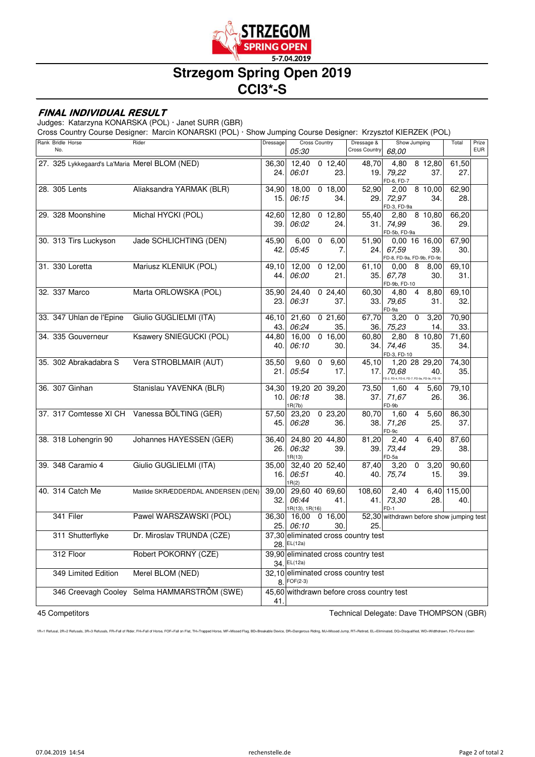# Strzegom Spring Open 2019

## CCI3*-S

### *FINAL INDIVIDUAL RESULT*

Judges: Katarzyna KONARSKA (POL) · Janet SURR (GBR)

Cross Country Course Designer: Marcin KONARSKI (POL) · Show Jumping Course Designer: Krzysztof KIERZEK (POL)

| Rank | Bridle No. | Horse | Rider | Dressage | Cross Country 05:30 | | | Dressage & Cross Country | Show Jumping 68,00 | | | Total | Prize EUR |
|---|---|---|---|---|---|---|---|---|---|---|---|---|---|
| 27. | 325 | Lykkegaard's La'Maria | Merel BLOM (NED) | 36,30 24. | 12,40 06:01 | 0 | 12,40 23. | 48,70 19. | 4,80 79,22 FD-6, FD-7 | 8 | 12,80 37. | 61,50 27. | |
| 28. | 305 | Lents | Aliaksandra YARMAK (BLR) | 34,90 15. | 18,00 06:15 | 0 | 18,00 34. | 52,90 29. | 2,00 72,97 FD-3, FD-9a | 8 | 10,00 34. | 62,90 28. | |
| 29. | 328 | Moonshine | Michal HYCKI (POL) | 42,60 39. | 12,80 06:02 | 0 | 12,80 24. | 55,40 31. | 2,80 74,99 FD-5b, FD-9a | 8 | 10,80 36. | 66,20 29. | |
| 30. | 313 | Tirs Luckyson | Jade SCHLICHTING (DEN) | 45,90 42. | 6,00 05:45 | 0 | 6,00 7. | 51,90 24. | 0,00 67,59 FD-8, FD-9a, FD-9b, FD-9c | 16 | 16,00 39. | 67,90 30. | |
| 31. | 330 | Loretta | Mariusz KLENIUK (POL) | 49,10 44. | 12,00 06:00 | 0 | 12,00 21. | 61,10 35. | 0,00 67,78 FD-9b, FD-10 | 8 | 8,00 30. | 69,10 31. | |
| 32. | 337 | Marco | Marta ORLOWSKA (POL) | 35,90 23. | 24,40 06:31 | 0 | 24,40 37. | 60,30 33. | 4,80 79,65 FD-9a | 4 | 8,80 31. | 69,10 32. | |
| 33. | 347 | Uhlan de l'Epine | Giulio GUGLIELMI (ITA) | 46,10 43. | 21,60 06:24 | 0 | 21,60 35. | 67,70 36. | 3,20 75,23 | 0 | 3,20 14. | 70,90 33. | |
| 34. | 335 | Gouverneur | Ksawery SNIEGUCKI (POL) | 44,80 40. | 16,00 06:10 | 0 | 16,00 30. | 60,80 34. | 2,80 74,46 FD-3, FD-10 | 8 | 10,80 35. | 71,60 34. | |
| 35. | 302 | Abrakadabra S | Vera STROBLMAIR (AUT) | 35,50 21. | 9,60 05:54 | 0 | 9,60 17. | 45,10 17. | 1,20 70,68 FD-2, FD-4, FD-6, FD-7, FD-9a, FD-9c, FD-10 | 28 | 29,20 40. | 74,30 35. | |
| 36. | 307 | Ginhan | Stanislau YAVENKA (BLR) | 34,30 10. | 19,20 06:18 1R(7b) | 20 | 39,20 38. | 73,50 37. | 1,60 71,67 FD-9b | 4 | 5,60 26. | 79,10 36. | |
| 37. | 317 | Comtesse XI CH | Vanessa BÖLTING (GER) | 57,50 45. | 23,20 06:28 | 0 | 23,20 36. | 80,70 38. | 1,60 71,26 FD-9c | 4 | 5,60 25. | 86,30 37. | |
| 38. | 318 | Lohengrin 90 | Johannes HAYESSEN (GER) | 36,40 26. | 24,80 06:32 1R(13) | 20 | 44,80 39. | 81,20 39. | 2,40 73,44 FD-5a | 4 | 6,40 29. | 87,60 38. | |
| 39. | 348 | Caramio 4 | Giulio GUGLIELMI (ITA) | 35,00 16. | 32,40 06:51 1R(2) | 20 | 52,40 40. | 87,40 40. | 3,20 75,74 | 0 | 3,20 15. | 90,60 39. | |
| 40. | 314 | Catch Me | Matilde SKRÆDDERDAL ANDERSEN (DEN) | 39,00 32. | 29,60 06:44 1R(13), 1R(16) | 40 | 69,60 41. | 108,60 41. | 2,40 73,30 FD-1 | 4 | 6,40 28. | 115,00 40. | |
| | 341 | Filer | Pawel WARSZAWSKI (POL) | 36,30 25. | 16,00 06:10 | 0 | 16,00 30. | 52,30 25. | withdrawn before show jumping test | | | | |
| | 311 | Shutterflyke | Dr. Miroslav TRUNDA (CZE) | 37,30 28. | eliminated cross country test EL(12a) | | | | | | | | |
| | 312 | Floor | Robert POKORNÝ (CZE) | 39,90 34. | eliminated cross country test EL(12a) | | | | | | | | |
| | 349 | Limited Edition | Merel BLOM (NED) | 32,10 8. | eliminated cross country test FOF(2-3) | | | | | | | | |
| | 346 | Creevagh Cooley | Selma HAMMARSTRÖM (SWE) | 45,60 41. | withdrawn before cross country test | | | | | | | | |

45 Competitors

Technical Delegate: Dave THOMPSON (GBR)

1R=1 Refusal, 2R=2 Refusals, 3R=3 Refusals, FR=Fall of Rider, FH=Fall of Horse, FOF=Fall on Flat, TH=Trapped Horse, MF=Missed Flag, BD=Breakable Device, DR=Dangerous Riding, MJ=Missed Jump, RT=Retired, EL=Eliminated, DQ=Disqualified, WD=Widthdrawn, FD=Fence down

07.04.2019 14:54 rechenstelle.de